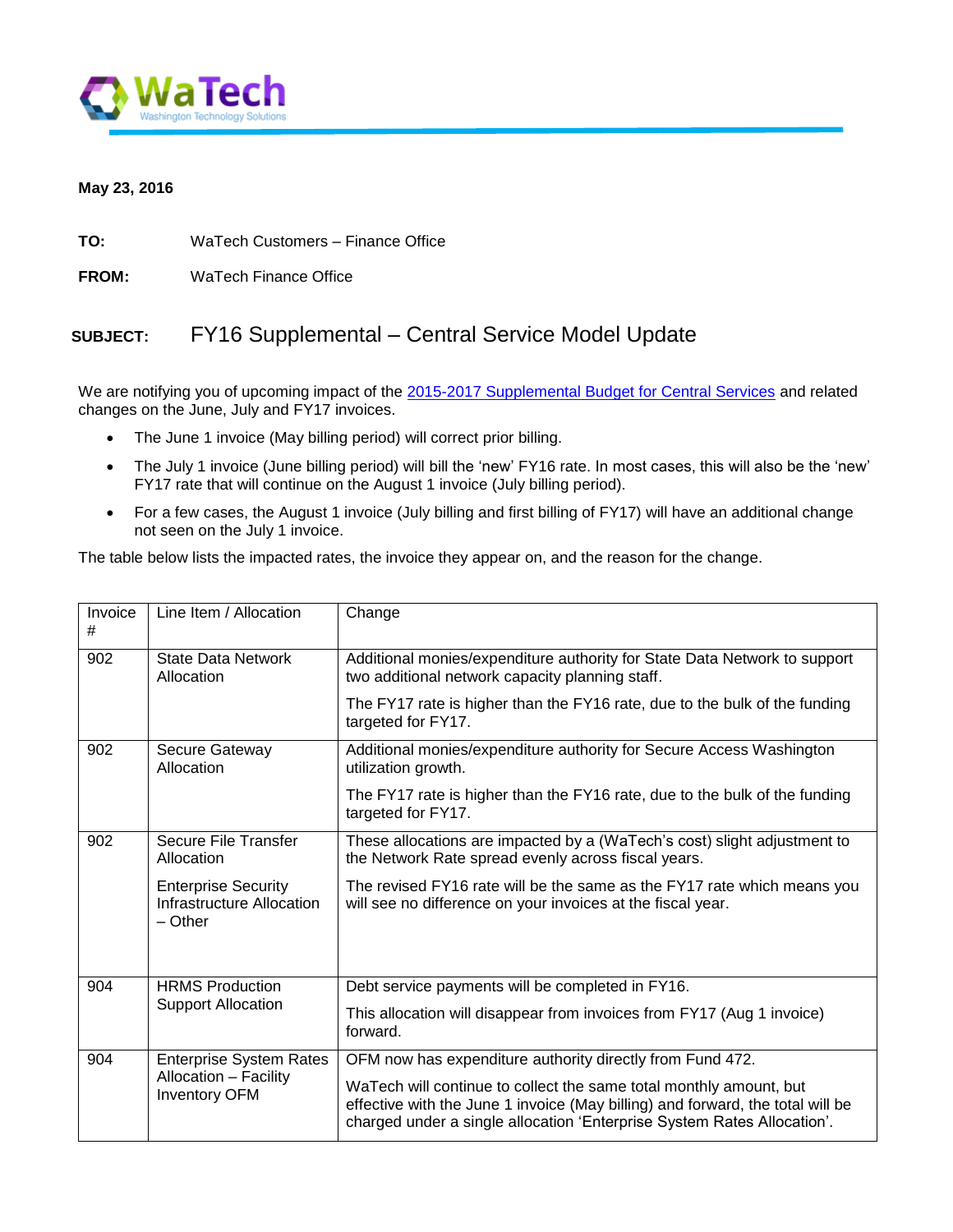**WaTech**
Washington Technology Solutions

**May 23, 2016**

**TO:** WaTech Customers – Finance Office

**FROM:** WaTech Finance Office

**SUBJECT:** FY16 Supplemental – Central Service Model Update

We are notifying you of upcoming impact of the [2015-2017 Supplemental Budget for Central Services]() and related changes on the June, July and FY17 invoices.

- The June 1 invoice (May billing period) will correct prior billing.
- The July 1 invoice (June billing period) will bill the 'new' FY16 rate. In most cases, this will also be the 'new' FY17 rate that will continue on the August 1 invoice (July billing period).
- For a few cases, the August 1 invoice (July billing and first billing of FY17) will have an additional change not seen on the July 1 invoice.

The table below lists the impacted rates, the invoice they appear on, and the reason for the change.

| Invoice # | Line Item / Allocation | Change |
|---|---|---|
| 902 | State Data Network Allocation | Additional monies/expenditure authority for State Data Network to support two additional network capacity planning staff. The FY17 rate is higher than the FY16 rate, due to the bulk of the funding targeted for FY17. |
| 902 | Secure Gateway Allocation | Additional monies/expenditure authority for Secure Access Washington utilization growth. The FY17 rate is higher than the FY16 rate, due to the bulk of the funding targeted for FY17. |
| 902 | Secure File Transfer Allocation<br>Enterprise Security Infrastructure Allocation – Other | These allocations are impacted by a (WaTech's cost) slight adjustment to the Network Rate spread evenly across fiscal years. The revised FY16 rate will be the same as the FY17 rate which means you will see no difference on your invoices at the fiscal year. |
| 904 | HRMS Production Support Allocation | Debt service payments will be completed in FY16. This allocation will disappear from invoices from FY17 (Aug 1 invoice) forward. |
| 904 | Enterprise System Rates Allocation – Facility Inventory OFM | OFM now has expenditure authority directly from Fund 472. WaTech will continue to collect the same total monthly amount, but effective with the June 1 invoice (May billing) and forward, the total will be charged under a single allocation 'Enterprise System Rates Allocation'. |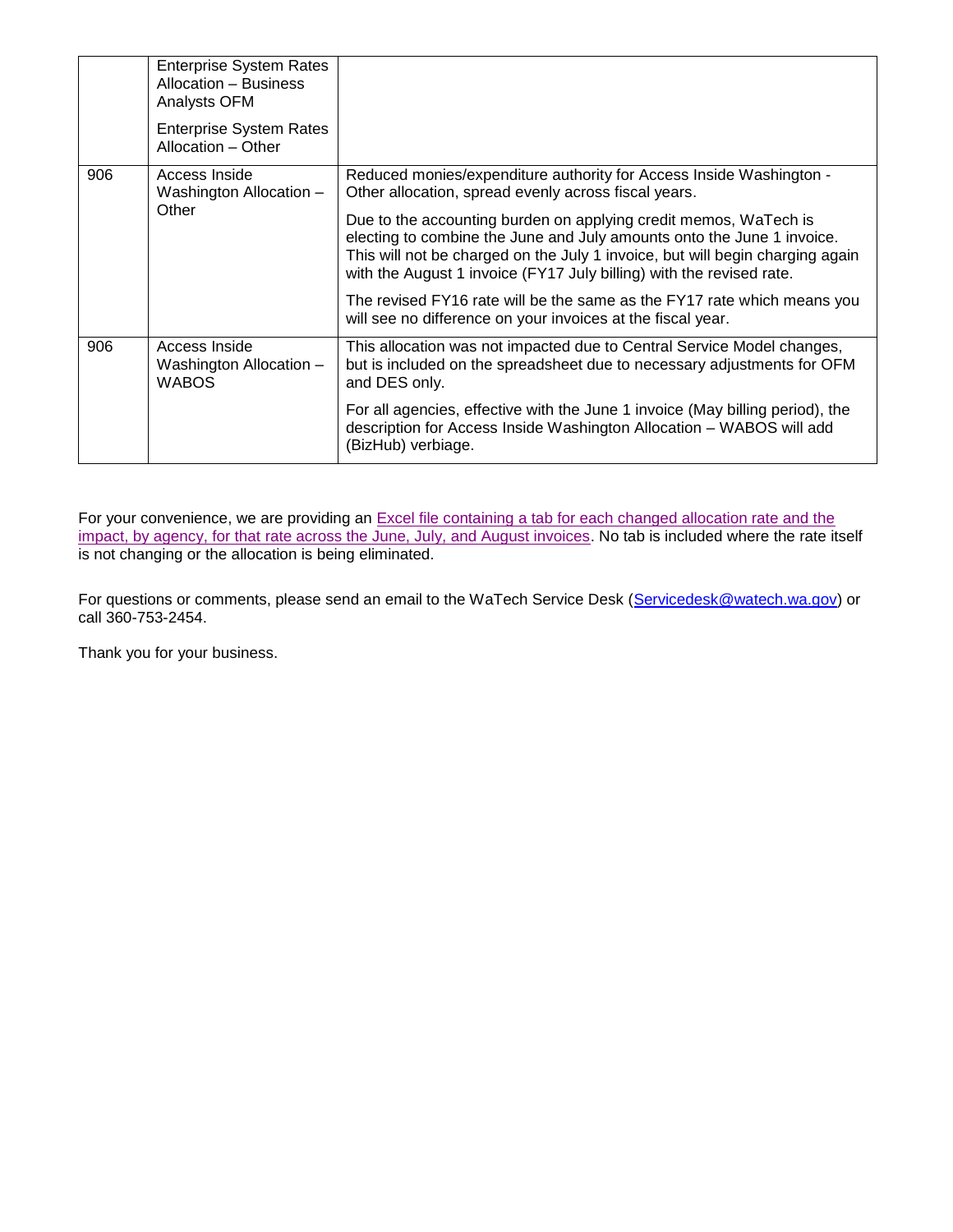| | | |
|---|---|---|
| | Enterprise System Rates Allocation – Business Analysts OFM<br><br>Enterprise System Rates Allocation – Other | |
| 906 | Access Inside Washington Allocation – Other | Reduced monies/expenditure authority for Access Inside Washington - Other allocation, spread evenly across fiscal years.<br><br>Due to the accounting burden on applying credit memos, WaTech is electing to combine the June and July amounts onto the June 1 invoice. This will not be charged on the July 1 invoice, but will begin charging again with the August 1 invoice (FY17 July billing) with the revised rate.<br><br>The revised FY16 rate will be the same as the FY17 rate which means you will see no difference on your invoices at the fiscal year. |
| 906 | Access Inside Washington Allocation – WABOS | This allocation was not impacted due to Central Service Model changes, but is included on the spreadsheet due to necessary adjustments for OFM and DES only.<br><br>For all agencies, effective with the June 1 invoice (May billing period), the description for Access Inside Washington Allocation – WABOS will add (BizHub) verbiage. |

For your convenience, we are providing an Excel file containing a tab for each changed allocation rate and the impact, by agency, for that rate across the June, July, and August invoices. No tab is included where the rate itself is not changing or the allocation is being eliminated.

For questions or comments, please send an email to the WaTech Service Desk (Servicedesk@watech.wa.gov) or call 360-753-2454.

Thank you for your business.